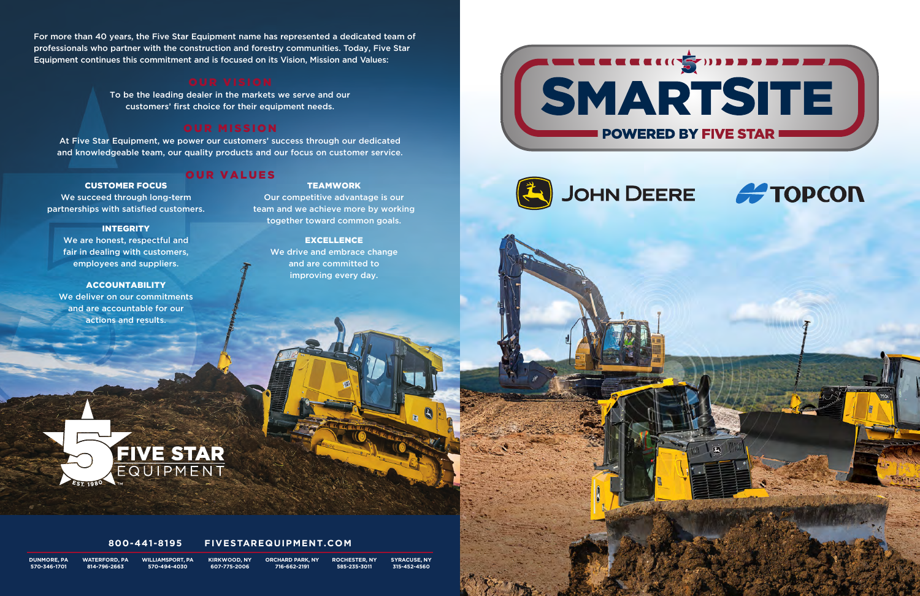For more than 40 years, the Five Star Equipment name has represented a dedicated team of professionals who partner with the construction and forestry communities. Today, Five Star Equipment continues this commitment and is focused on its Vision, Mission and Values:

## OUR VISION

To be the leading dealer in the markets we serve and our customers' first choice for their equipment needs.

## OUR MISSION

At Five Star Equipment, we power our customers' success through our dedicated and knowledgeable team, our quality products and our focus on customer service.

## OUR VALUES

**CUSTOMER FOCUS**
We succeed through long-term partnerships with satisfied customers.

**INTEGRITY**
We are honest, respectful and fair in dealing with customers, employees and suppliers.

**ACCOUNTABILITY**
We deliver on our commitments and are accountable for our actions and results.

**TEAMWORK**
Our competitive advantage is our team and we achieve more by working together toward common goals.

**EXCELLENCE**
We drive and embrace change and are committed to improving every day.

FIVE STAR EQUIPMENT
EST. 1980

**800-441-8195** **FIVESTAREQUIPMENT.COM**

| DUNMORE, PA | WATERFORD, PA | WILLIAMSPORT, PA | KIRKWOOD, NY | ORCHARD PARK, NY | ROCHESTER, NY | SYRACUSE, NY |
|---|---|---|---|---|---|---|
| 570-346-1701 | 814-796-2663 | 570-494-4030 | 607-775-2006 | 716-662-2191 | 585-235-3011 | 315-452-4560 |

# SMARTSITE

## POWERED BY FIVE STAR

JOHN DEERE

TOPCON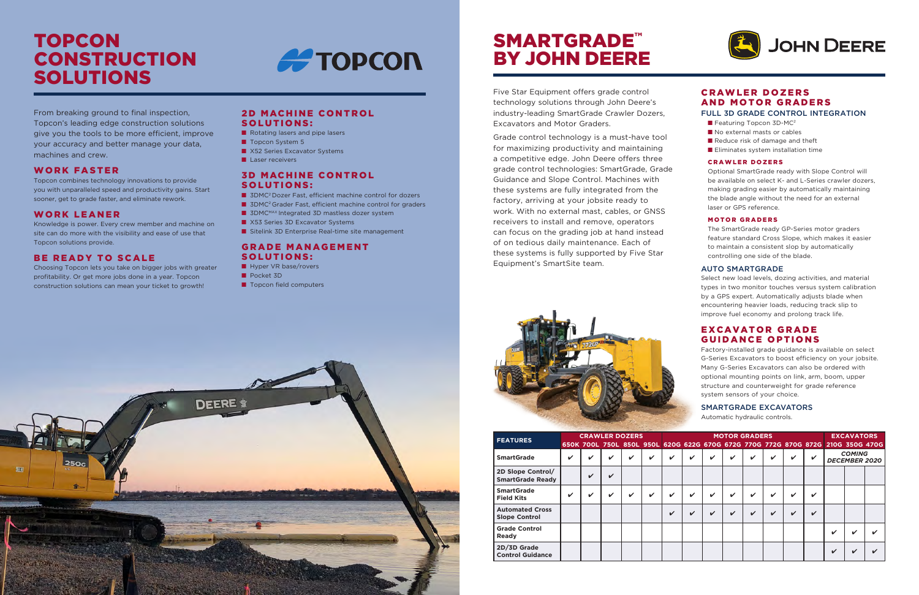# TOPCON CONSTRUCTION SOLUTIONS

From breaking ground to final inspection, Topcon's leading edge construction solutions give you the tools to be more efficient, improve your accuracy and better manage your data, machines and crew.

## WORK FASTER

Topcon combines technology innovations to provide you with unparalleled speed and productivity gains. Start sooner, get to grade faster, and eliminate rework.

## WORK LEANER

Knowledge is power. Every crew member and machine on site can do more with the visibility and ease of use that Topcon solutions provide.

## BE READY TO SCALE

Choosing Topcon lets you take on bigger jobs with greater profitability. Or get more jobs done in a year. Topcon construction solutions can mean your ticket to growth!

## 2D MACHINE CONTROL SOLUTIONS:

- Rotating lasers and pipe lasers
- Topcon System 5
- X52 Series Excavator Systems
- Laser receivers

## 3D MACHINE CONTROL SOLUTIONS:

- 3DMC² Dozer Fast, efficient machine control for dozers
- 3DMC² Grader Fast, efficient machine control for graders
- 3DMC^MAX Integrated 3D mastless dozer system
- X53 Series 3D Excavator Systems
- Sitelink 3D Enterprise Real-time site management

## GRADE MANAGEMENT SOLUTIONS:

- Hyper VR base/rovers
- Pocket 3D
- Topcon field computers

# SMARTGRADE™ BY JOHN DEERE

Five Star Equipment offers grade control technology solutions through John Deere's industry-leading SmartGrade Crawler Dozers, Excavators and Motor Graders.

Grade control technology is a must-have tool for maximizing productivity and maintaining a competitive edge. John Deere offers three grade control technologies: SmartGrade, Grade Guidance and Slope Control. Machines with these systems are fully integrated from the factory, arriving at your jobsite ready to work. With no external mast, cables, or GNSS receivers to install and remove, operators can focus on the grading job at hand instead of on tedious daily maintenance. Each of these systems is fully supported by Five Star Equipment's SmartSite team.

## CRAWLER DOZERS AND MOTOR GRADERS

### FULL 3D GRADE CONTROL INTEGRATION

- Featuring Topcon 3D-MC²
- No external masts or cables
- Reduce risk of damage and theft
- Eliminates system installation time

#### CRAWLER DOZERS

Optional SmartGrade ready with Slope Control will be available on select K- and L-Series crawler dozers, making grading easier by automatically maintaining the blade angle without the need for an external laser or GPS reference.

#### MOTOR GRADERS

The SmartGrade ready GP-Series motor graders feature standard Cross Slope, which makes it easier to maintain a consistent slop by automatically controlling one side of the blade.

### AUTO SMARTGRADE

Select new load levels, dozing activities, and material types in two monitor touches versus system calibration by a GPS expert. Automatically adjusts blade when encountering heavier loads, reducing track slip to improve fuel economy and prolong track life.

## EXCAVATOR GRADE GUIDANCE OPTIONS

Factory-installed grade guidance is available on select G-Series Excavators to boost efficiency on your jobsite. Many G-Series Excavators can also be ordered with optional mounting points on link, arm, boom, upper structure and counterweight for grade reference system sensors of your choice.

### SMARTGRADE EXCAVATORS

Automatic hydraulic controls.

| FEATURES | CRAWLER DOZERS | | | | | MOTOR GRADERS | | | | | | | | EXCAVATORS | | |
|---|---|---|---|---|---|---|---|---|---|---|---|---|---|---|---|---|
| | 650K | 700L | 750L | 850L | 950L | 620G | 622G | 670G | 672G | 770G | 772G | 870G | 872G | 210G | 350G | 470G |
| SmartGrade | ✔ | ✔ | ✔ | ✔ | ✔ | ✔ | ✔ | ✔ | ✔ | ✔ | ✔ | ✔ | ✔ | COMING DECEMBER 2020 | | |
| 2D Slope Control/ SmartGrade Ready | | ✔ | ✔ | | | | | | | | | | | | | |
| SmartGrade Field Kits | ✔ | ✔ | ✔ | ✔ | ✔ | ✔ | ✔ | ✔ | ✔ | ✔ | ✔ | ✔ | ✔ | | | |
| Automated Cross Slope Control | | | | | | ✔ | ✔ | ✔ | ✔ | ✔ | ✔ | ✔ | ✔ | | | |
| Grade Control Ready | | | | | | | | | | | | | | ✔ | ✔ | ✔ |
| 2D/3D Grade Control Guidance | | | | | | | | | | | | | | ✔ | ✔ | ✔ |